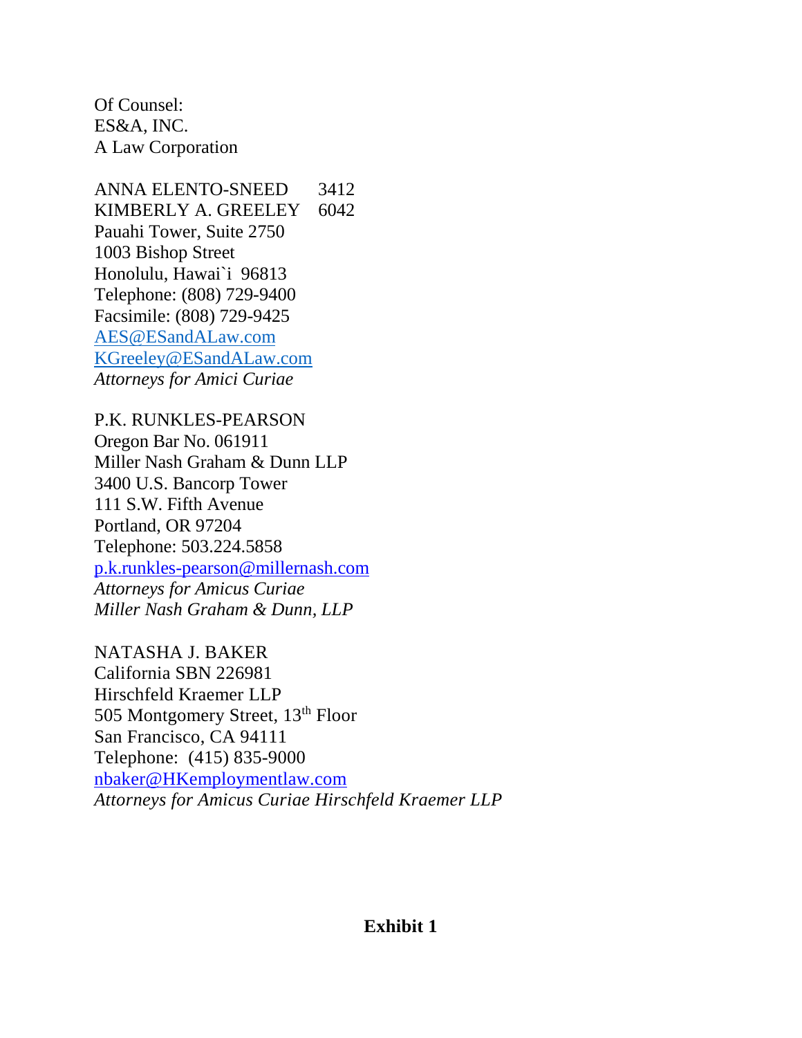Of Counsel:
ES&A, INC.
A Law Corporation

ANNA ELENTO-SNEED 3412
KIMBERLY A. GREELEY 6042
Pauahi Tower, Suite 2750
1003 Bishop Street
Honolulu, Hawai`i 96813
Telephone: (808) 729-9400
Facsimile: (808) 729-9425
AES@ESandALaw.com
KGreeley@ESandALaw.com
*Attorneys for Amici Curiae*

P.K. RUNKLES-PEARSON
Oregon Bar No. 061911
Miller Nash Graham & Dunn LLP
3400 U.S. Bancorp Tower
111 S.W. Fifth Avenue
Portland, OR 97204
Telephone: 503.224.5858
p.k.runkles-pearson@millernash.com
*Attorneys for Amicus Curiae*
*Miller Nash Graham & Dunn, LLP*

NATASHA J. BAKER
California SBN 226981
Hirschfeld Kraemer LLP
505 Montgomery Street, 13th Floor
San Francisco, CA 94111
Telephone: (415) 835-9000
nbaker@HKemploymentlaw.com
*Attorneys for Amicus Curiae Hirschfeld Kraemer LLP*

**Exhibit 1**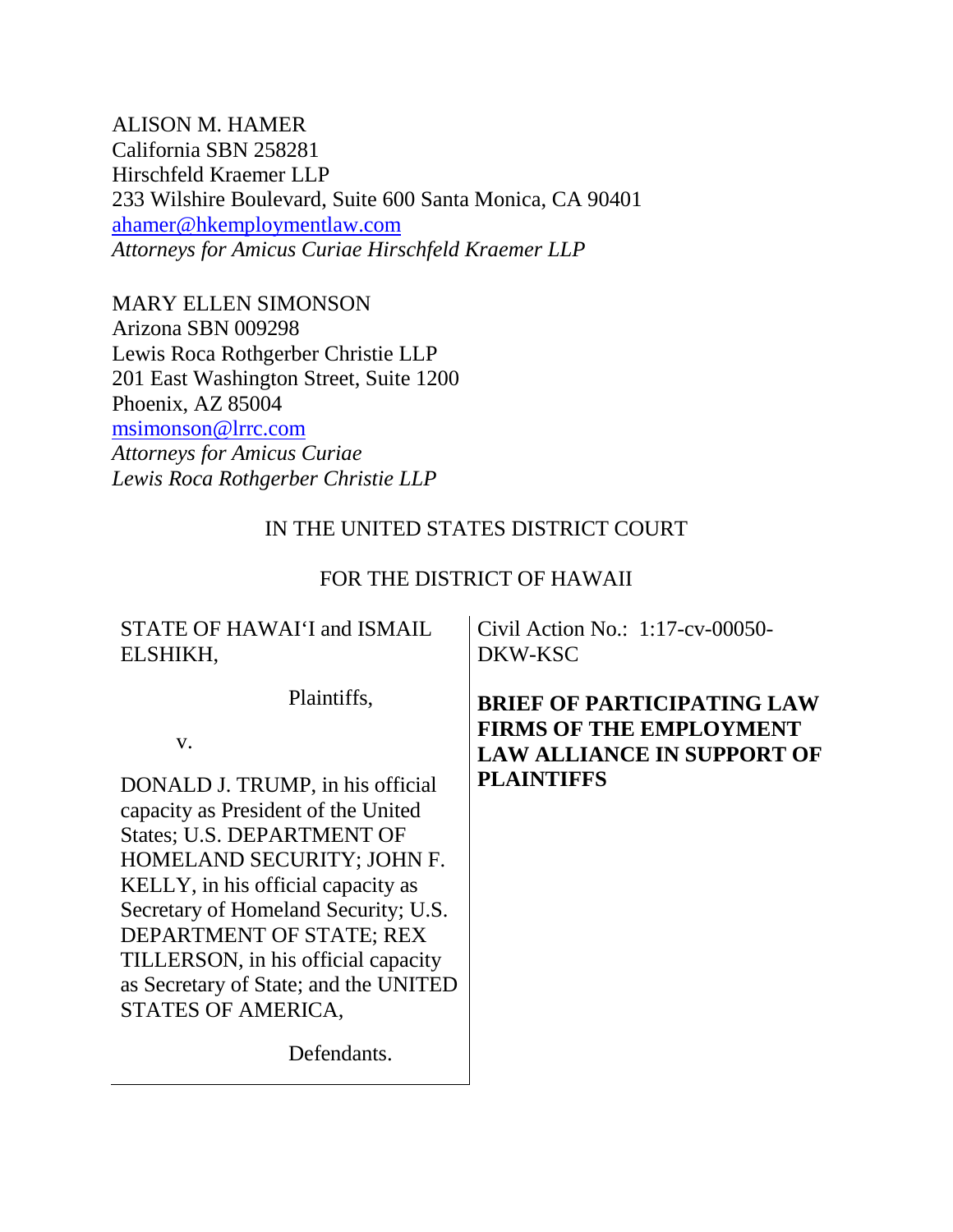ALISON M. HAMER
California SBN 258281
Hirschfeld Kraemer LLP
233 Wilshire Boulevard, Suite 600 Santa Monica, CA 90401
ahamer@hkemploymentlaw.com
*Attorneys for Amicus Curiae Hirschfeld Kraemer LLP*

MARY ELLEN SIMONSON
Arizona SBN 009298
Lewis Roca Rothgerber Christie LLP
201 East Washington Street, Suite 1200
Phoenix, AZ 85004
msimonson@lrrc.com
*Attorneys for Amicus Curiae*
*Lewis Roca Rothgerber Christie LLP*

IN THE UNITED STATES DISTRICT COURT

FOR THE DISTRICT OF HAWAII

| | |
|---|---|
| STATE OF HAWAI'I and ISMAIL ELSHIKH,<br><br>Plaintiffs,<br><br>v.<br><br>DONALD J. TRUMP, in his official capacity as President of the United States; U.S. DEPARTMENT OF HOMELAND SECURITY; JOHN F. KELLY, in his official capacity as Secretary of Homeland Security; U.S. DEPARTMENT OF STATE; REX TILLERSON, in his official capacity as Secretary of State; and the UNITED STATES OF AMERICA,<br><br>Defendants. | Civil Action No.: 1:17-cv-00050-DKW-KSC<br><br>**BRIEF OF PARTICIPATING LAW FIRMS OF THE EMPLOYMENT LAW ALLIANCE IN SUPPORT OF PLAINTIFFS** |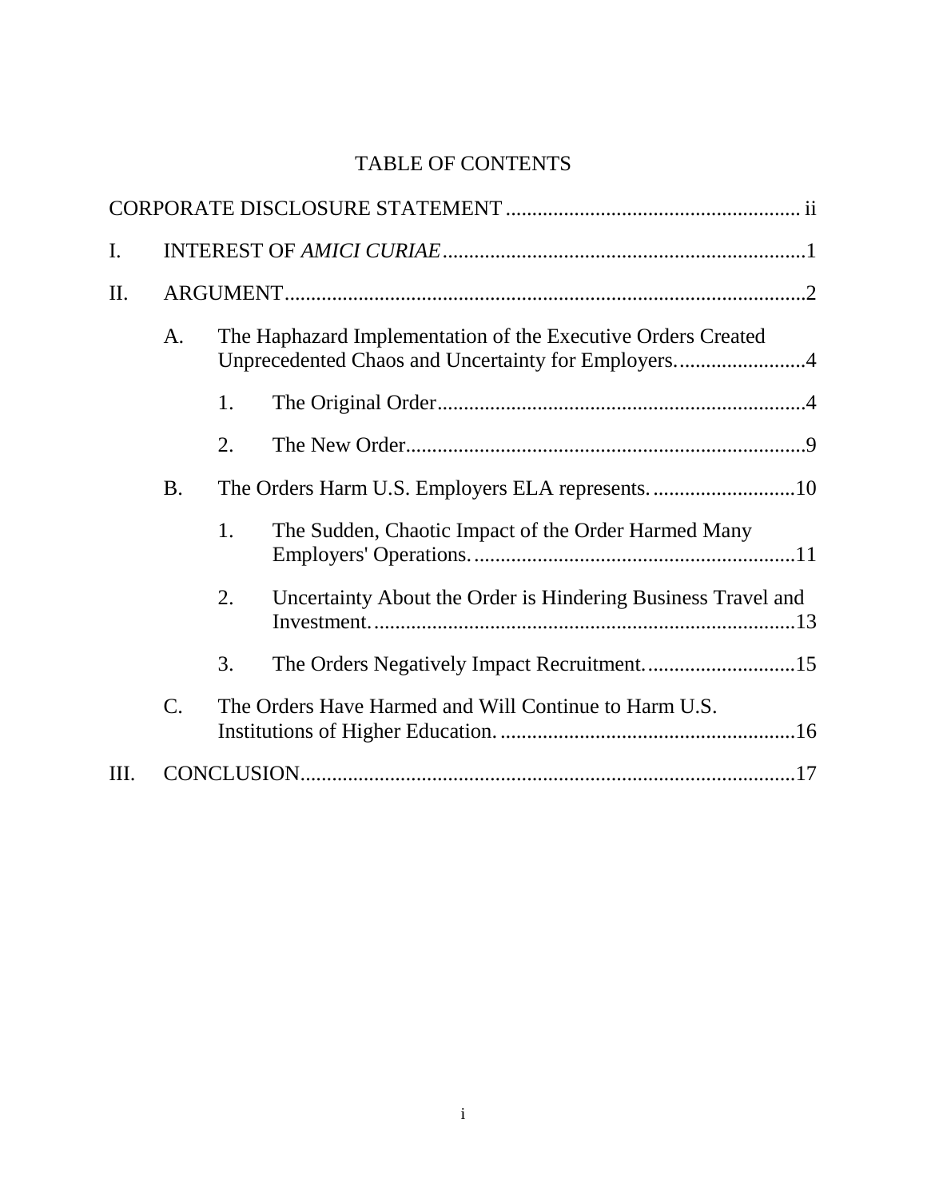# TABLE OF CONTENTS

CORPORATE DISCLOSURE STATEMENT ........................................................ ii

I. INTEREST OF *AMICI CURIAE* .....................................................................1

II. ARGUMENT ..................................................................................................2

- A. The Haphazard Implementation of the Executive Orders Created Unprecedented Chaos and Uncertainty for Employers. ........................4
  - 1. The Original Order .....................................................................4
  - 2. The New Order ...........................................................................9
- B. The Orders Harm U.S. Employers ELA represents. ...........................10
  - 1. The Sudden, Chaotic Impact of the Order Harmed Many Employers' Operations. .............................................................11
  - 2. Uncertainty About the Order is Hindering Business Travel and Investment. ................................................................................13
  - 3. The Orders Negatively Impact Recruitment. ............................15
- C. The Orders Have Harmed and Will Continue to Harm U.S. Institutions of Higher Education. ........................................................16

III. CONCLUSION .............................................................................................17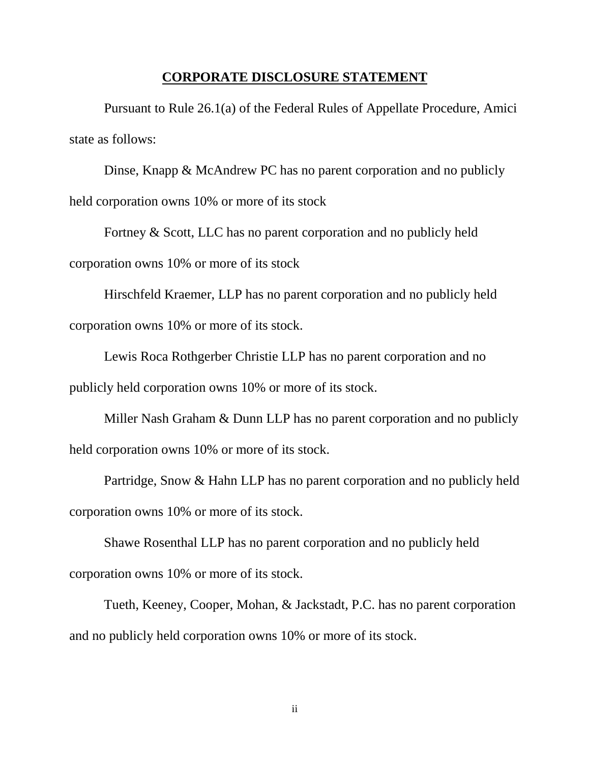# CORPORATE DISCLOSURE STATEMENT

Pursuant to Rule 26.1(a) of the Federal Rules of Appellate Procedure, Amici state as follows:

Dinse, Knapp & McAndrew PC has no parent corporation and no publicly held corporation owns 10% or more of its stock

Fortney & Scott, LLC has no parent corporation and no publicly held corporation owns 10% or more of its stock

Hirschfeld Kraemer, LLP has no parent corporation and no publicly held corporation owns 10% or more of its stock.

Lewis Roca Rothgerber Christie LLP has no parent corporation and no publicly held corporation owns 10% or more of its stock.

Miller Nash Graham & Dunn LLP has no parent corporation and no publicly held corporation owns 10% or more of its stock.

Partridge, Snow & Hahn LLP has no parent corporation and no publicly held corporation owns 10% or more of its stock.

Shawe Rosenthal LLP has no parent corporation and no publicly held corporation owns 10% or more of its stock.

Tueth, Keeney, Cooper, Mohan, & Jackstadt, P.C. has no parent corporation and no publicly held corporation owns 10% or more of its stock.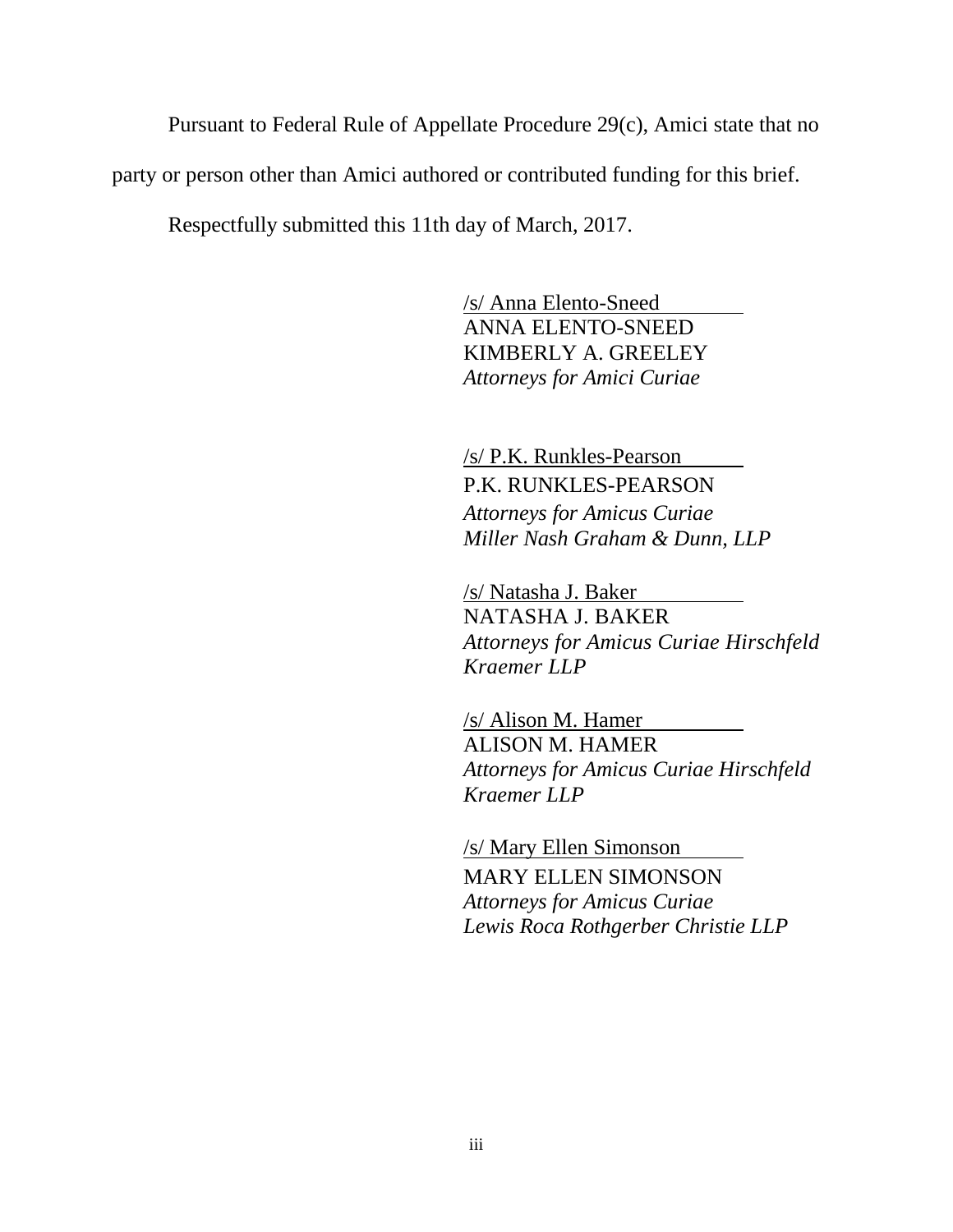Pursuant to Federal Rule of Appellate Procedure 29(c), Amici state that no party or person other than Amici authored or contributed funding for this brief.

Respectfully submitted this 11th day of March, 2017.

/s/ Anna Elento-Sneed
ANNA ELENTO-SNEED
KIMBERLY A. GREELEY
*Attorneys for Amici Curiae*

/s/ P.K. Runkles-Pearson
P.K. RUNKLES-PEARSON
*Attorneys for Amicus Curiae Miller Nash Graham & Dunn, LLP*

/s/ Natasha J. Baker
NATASHA J. BAKER
*Attorneys for Amicus Curiae Hirschfeld Kraemer LLP*

/s/ Alison M. Hamer
ALISON M. HAMER
*Attorneys for Amicus Curiae Hirschfeld Kraemer LLP*

/s/ Mary Ellen Simonson
MARY ELLEN SIMONSON
*Attorneys for Amicus Curiae Lewis Roca Rothgerber Christie LLP*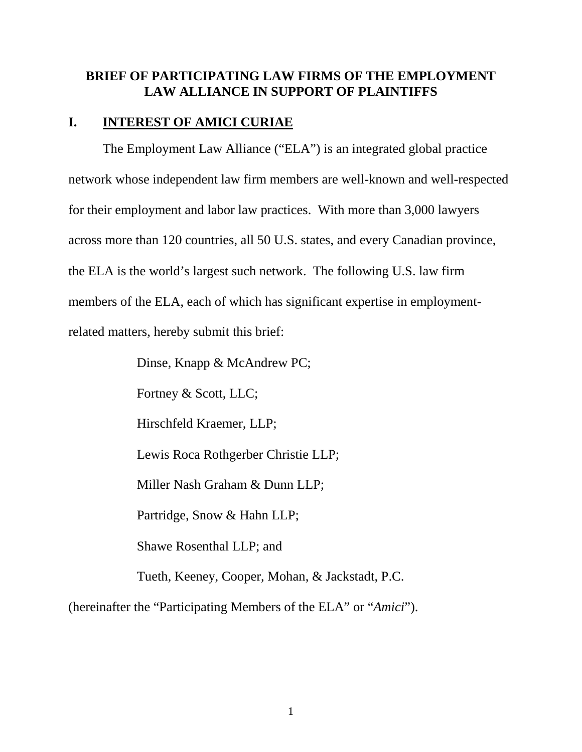# BRIEF OF PARTICIPATING LAW FIRMS OF THE EMPLOYMENT LAW ALLIANCE IN SUPPORT OF PLAINTIFFS

## I. INTEREST OF AMICI CURIAE

The Employment Law Alliance ("ELA") is an integrated global practice network whose independent law firm members are well-known and well-respected for their employment and labor law practices. With more than 3,000 lawyers across more than 120 countries, all 50 U.S. states, and every Canadian province, the ELA is the world's largest such network. The following U.S. law firm members of the ELA, each of which has significant expertise in employment-related matters, hereby submit this brief:

Dinse, Knapp & McAndrew PC;

Fortney & Scott, LLC;

Hirschfeld Kraemer, LLP;

Lewis Roca Rothgerber Christie LLP;

Miller Nash Graham & Dunn LLP;

Partridge, Snow & Hahn LLP;

Shawe Rosenthal LLP; and

Tueth, Keeney, Cooper, Mohan, & Jackstadt, P.C.

(hereinafter the "Participating Members of the ELA" or "*Amici*").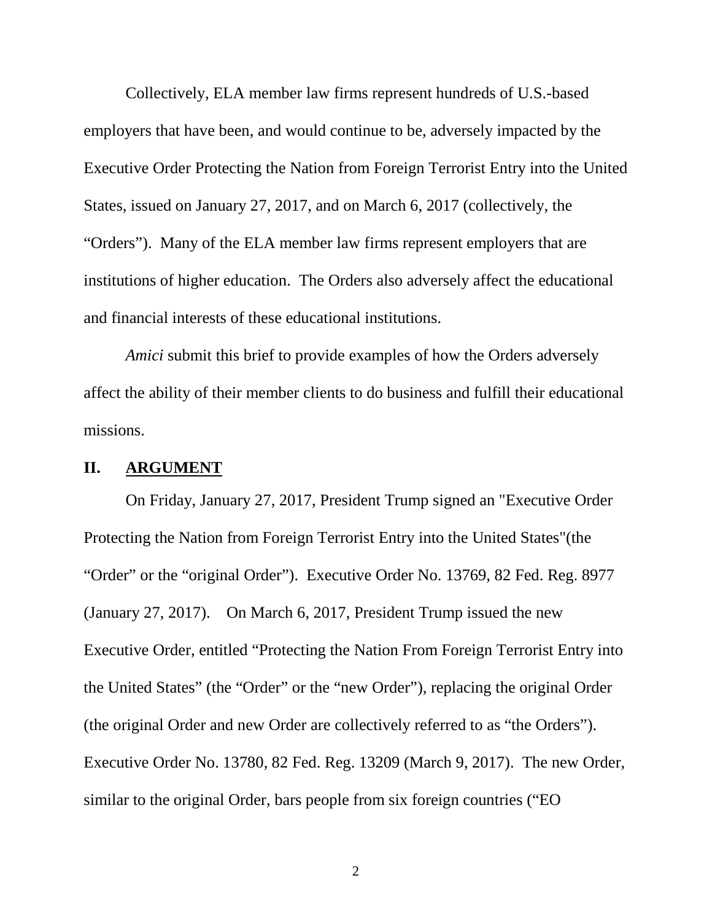Collectively, ELA member law firms represent hundreds of U.S.-based employers that have been, and would continue to be, adversely impacted by the Executive Order Protecting the Nation from Foreign Terrorist Entry into the United States, issued on January 27, 2017, and on March 6, 2017 (collectively, the "Orders"). Many of the ELA member law firms represent employers that are institutions of higher education. The Orders also adversely affect the educational and financial interests of these educational institutions.

*Amici* submit this brief to provide examples of how the Orders adversely affect the ability of their member clients to do business and fulfill their educational missions.

## II. ARGUMENT

On Friday, January 27, 2017, President Trump signed an "Executive Order Protecting the Nation from Foreign Terrorist Entry into the United States"(the "Order" or the "original Order"). Executive Order No. 13769, 82 Fed. Reg. 8977 (January 27, 2017). On March 6, 2017, President Trump issued the new Executive Order, entitled "Protecting the Nation From Foreign Terrorist Entry into the United States" (the "Order" or the "new Order"), replacing the original Order (the original Order and new Order are collectively referred to as "the Orders"). Executive Order No. 13780, 82 Fed. Reg. 13209 (March 9, 2017). The new Order, similar to the original Order, bars people from six foreign countries ("EO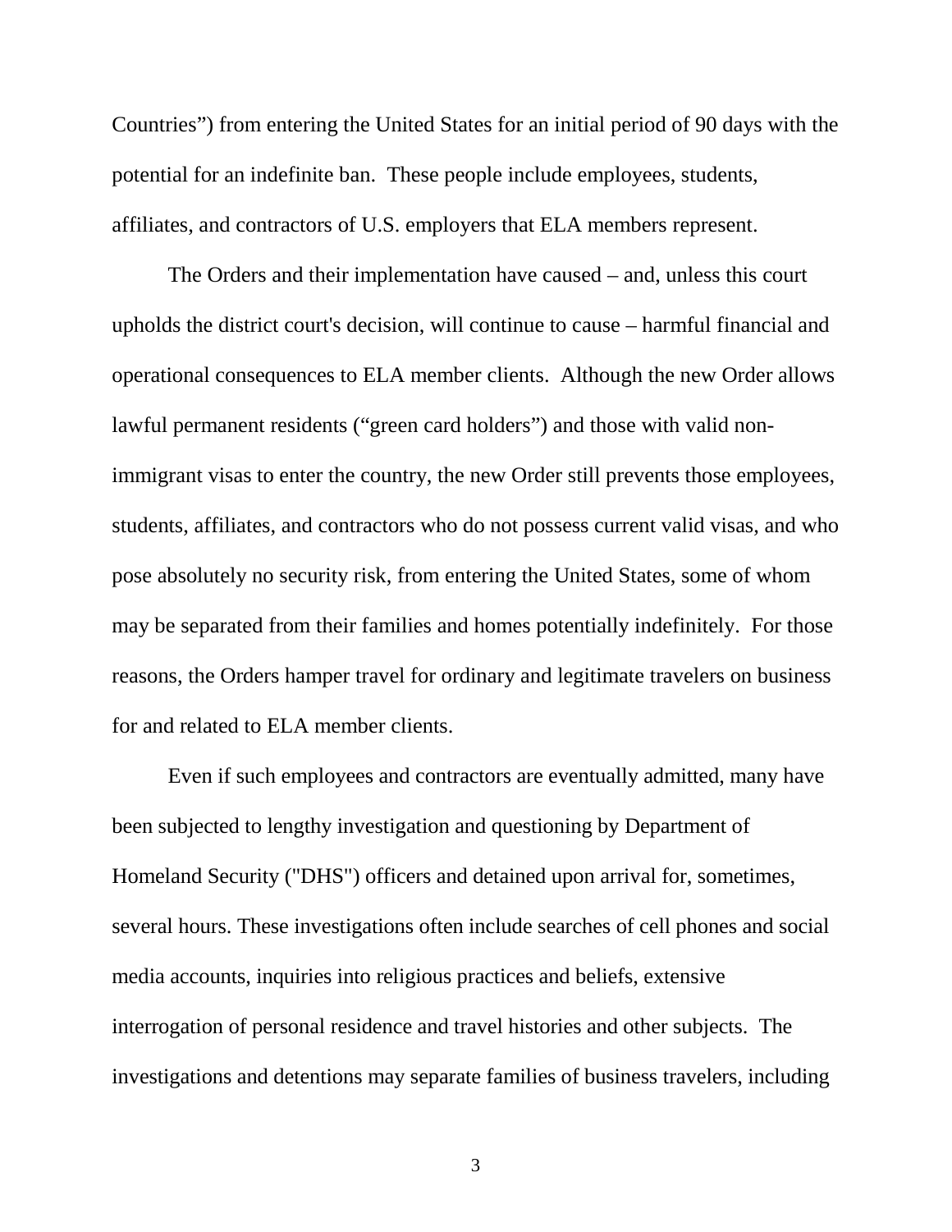Countries") from entering the United States for an initial period of 90 days with the potential for an indefinite ban. These people include employees, students, affiliates, and contractors of U.S. employers that ELA members represent.

The Orders and their implementation have caused – and, unless this court upholds the district court's decision, will continue to cause – harmful financial and operational consequences to ELA member clients. Although the new Order allows lawful permanent residents ("green card holders") and those with valid non-immigrant visas to enter the country, the new Order still prevents those employees, students, affiliates, and contractors who do not possess current valid visas, and who pose absolutely no security risk, from entering the United States, some of whom may be separated from their families and homes potentially indefinitely. For those reasons, the Orders hamper travel for ordinary and legitimate travelers on business for and related to ELA member clients.

Even if such employees and contractors are eventually admitted, many have been subjected to lengthy investigation and questioning by Department of Homeland Security ("DHS") officers and detained upon arrival for, sometimes, several hours. These investigations often include searches of cell phones and social media accounts, inquiries into religious practices and beliefs, extensive interrogation of personal residence and travel histories and other subjects. The investigations and detentions may separate families of business travelers, including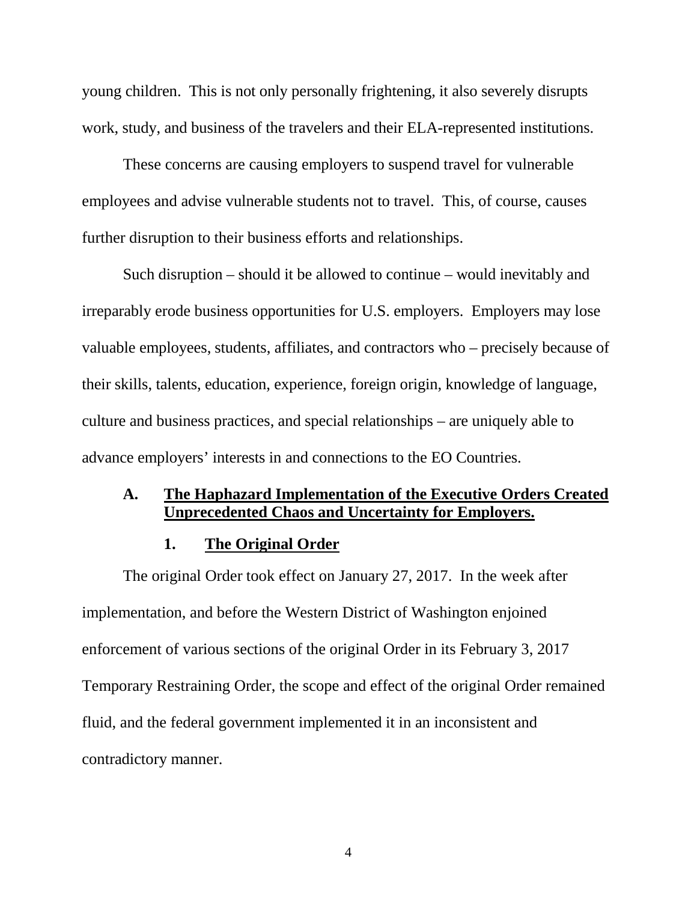young children. This is not only personally frightening, it also severely disrupts work, study, and business of the travelers and their ELA-represented institutions.

These concerns are causing employers to suspend travel for vulnerable employees and advise vulnerable students not to travel. This, of course, causes further disruption to their business efforts and relationships.

Such disruption – should it be allowed to continue – would inevitably and irreparably erode business opportunities for U.S. employers. Employers may lose valuable employees, students, affiliates, and contractors who – precisely because of their skills, talents, education, experience, foreign origin, knowledge of language, culture and business practices, and special relationships – are uniquely able to advance employers' interests in and connections to the EO Countries.

## A. The Haphazard Implementation of the Executive Orders Created Unprecedented Chaos and Uncertainty for Employers.

### 1. The Original Order

The original Order took effect on January 27, 2017. In the week after implementation, and before the Western District of Washington enjoined enforcement of various sections of the original Order in its February 3, 2017 Temporary Restraining Order, the scope and effect of the original Order remained fluid, and the federal government implemented it in an inconsistent and contradictory manner.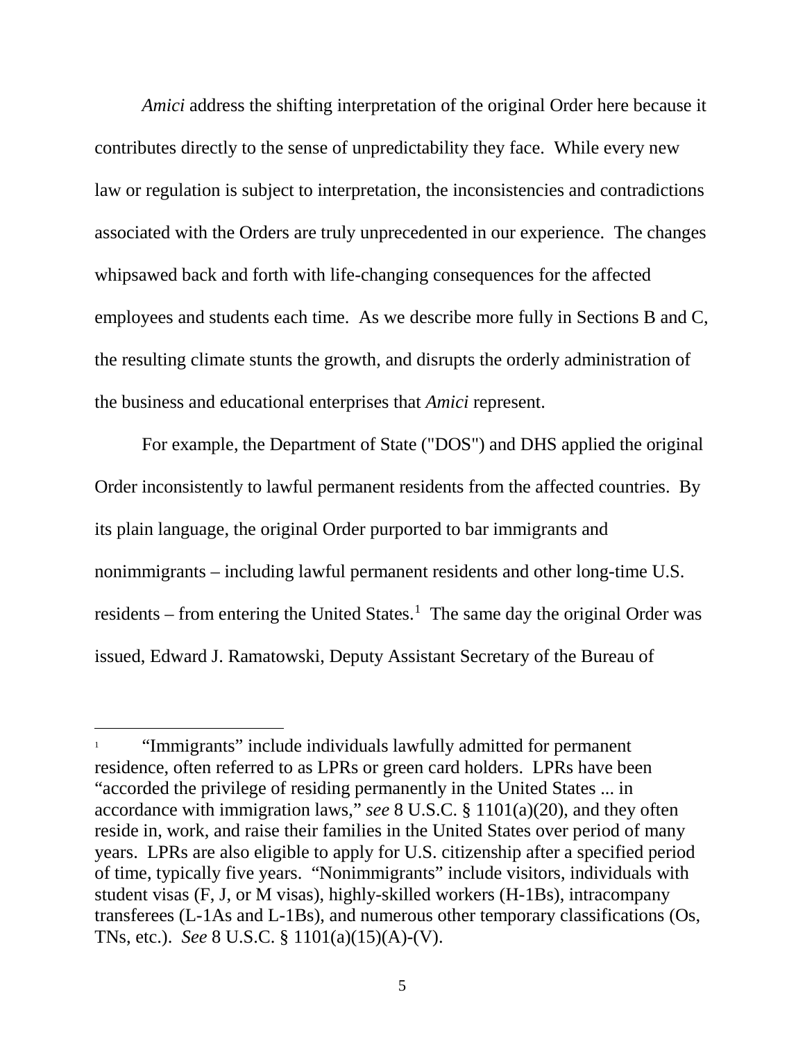*Amici* address the shifting interpretation of the original Order here because it contributes directly to the sense of unpredictability they face. While every new law or regulation is subject to interpretation, the inconsistencies and contradictions associated with the Orders are truly unprecedented in our experience. The changes whipsawed back and forth with life-changing consequences for the affected employees and students each time. As we describe more fully in Sections B and C, the resulting climate stunts the growth, and disrupts the orderly administration of the business and educational enterprises that *Amici* represent.

For example, the Department of State ("DOS") and DHS applied the original Order inconsistently to lawful permanent residents from the affected countries. By its plain language, the original Order purported to bar immigrants and nonimmigrants – including lawful permanent residents and other long-time U.S. residents – from entering the United States.[1] The same day the original Order was issued, Edward J. Ramatowski, Deputy Assistant Secretary of the Bureau of

---

[1] "Immigrants" include individuals lawfully admitted for permanent residence, often referred to as LPRs or green card holders. LPRs have been "accorded the privilege of residing permanently in the United States ... in accordance with immigration laws," *see* 8 U.S.C. § 1101(a)(20), and they often reside in, work, and raise their families in the United States over period of many years. LPRs are also eligible to apply for U.S. citizenship after a specified period of time, typically five years. "Nonimmigrants" include visitors, individuals with student visas (F, J, or M visas), highly-skilled workers (H-1Bs), intracompany transferees (L-1As and L-1Bs), and numerous other temporary classifications (Os, TNs, etc.). *See* 8 U.S.C. § 1101(a)(15)(A)-(V).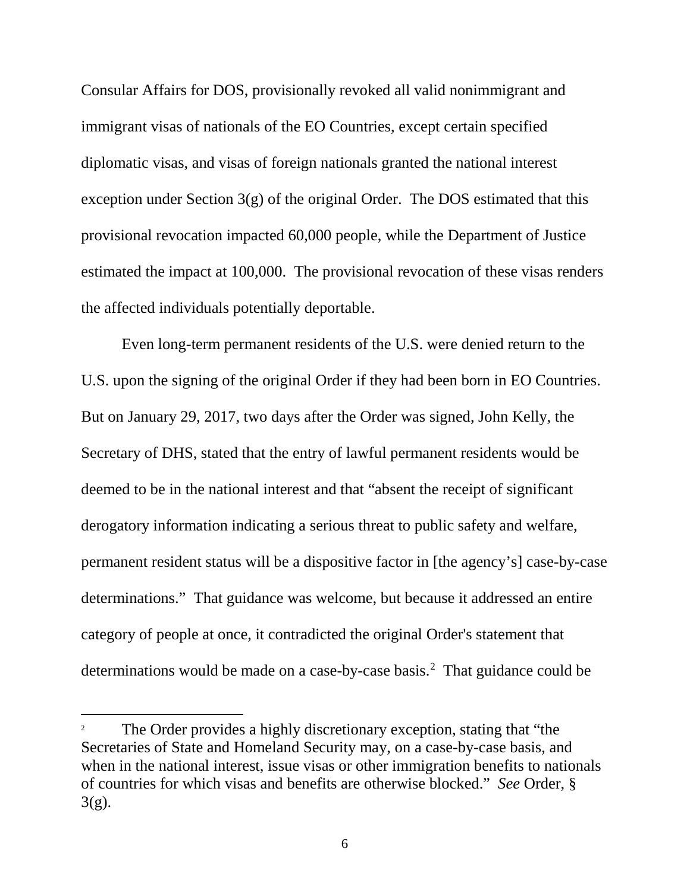Consular Affairs for DOS, provisionally revoked all valid nonimmigrant and immigrant visas of nationals of the EO Countries, except certain specified diplomatic visas, and visas of foreign nationals granted the national interest exception under Section 3(g) of the original Order. The DOS estimated that this provisional revocation impacted 60,000 people, while the Department of Justice estimated the impact at 100,000. The provisional revocation of these visas renders the affected individuals potentially deportable.

Even long-term permanent residents of the U.S. were denied return to the U.S. upon the signing of the original Order if they had been born in EO Countries. But on January 29, 2017, two days after the Order was signed, John Kelly, the Secretary of DHS, stated that the entry of lawful permanent residents would be deemed to be in the national interest and that "absent the receipt of significant derogatory information indicating a serious threat to public safety and welfare, permanent resident status will be a dispositive factor in [the agency's] case-by-case determinations." That guidance was welcome, but because it addressed an entire category of people at once, it contradicted the original Order's statement that determinations would be made on a case-by-case basis.[2] That guidance could be

---

[2] The Order provides a highly discretionary exception, stating that "the Secretaries of State and Homeland Security may, on a case-by-case basis, and when in the national interest, issue visas or other immigration benefits to nationals of countries for which visas and benefits are otherwise blocked." *See* Order, § 3(g).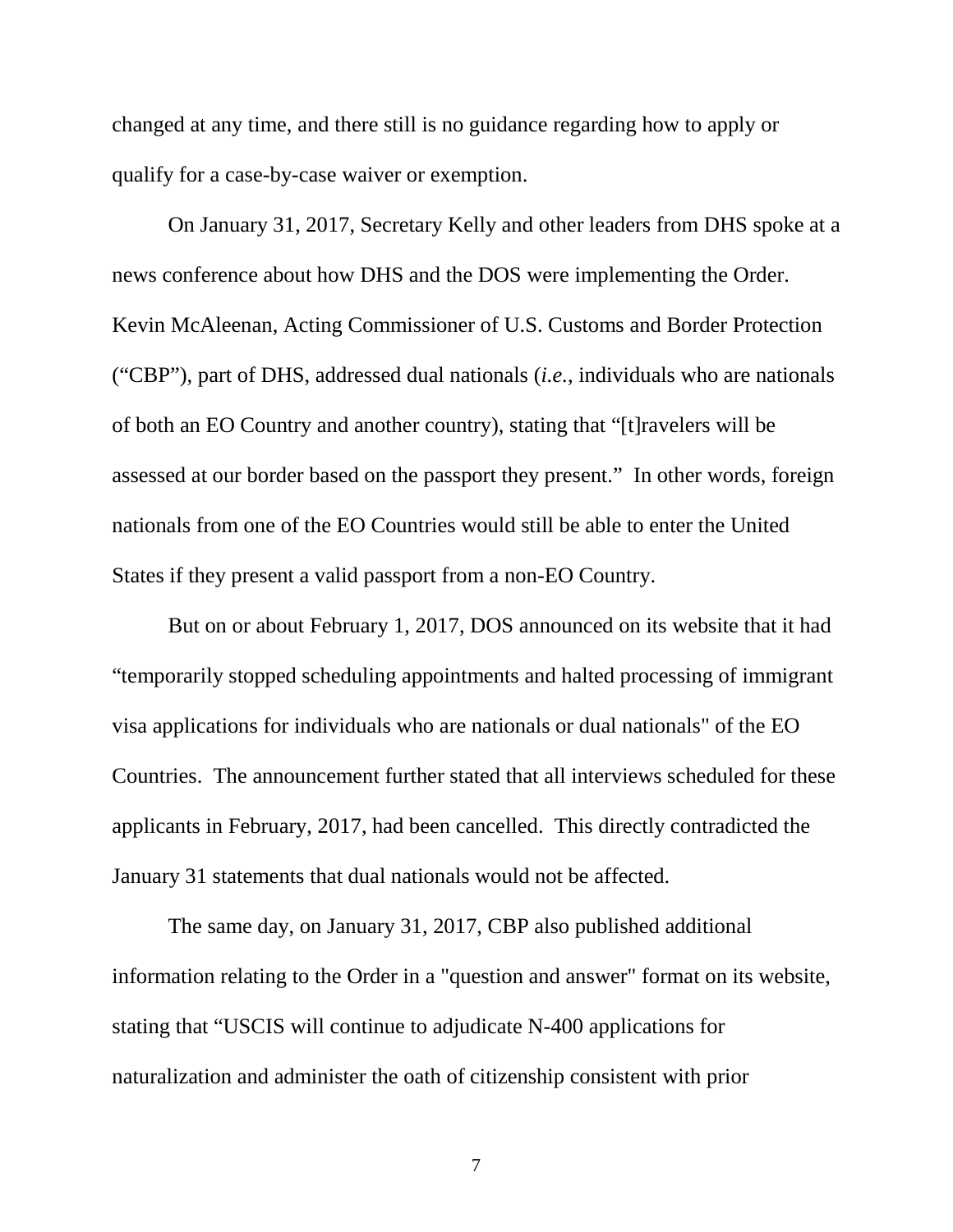changed at any time, and there still is no guidance regarding how to apply or qualify for a case-by-case waiver or exemption.

On January 31, 2017, Secretary Kelly and other leaders from DHS spoke at a news conference about how DHS and the DOS were implementing the Order. Kevin McAleenan, Acting Commissioner of U.S. Customs and Border Protection ("CBP"), part of DHS, addressed dual nationals (*i.e.*, individuals who are nationals of both an EO Country and another country), stating that "[t]ravelers will be assessed at our border based on the passport they present." In other words, foreign nationals from one of the EO Countries would still be able to enter the United States if they present a valid passport from a non-EO Country.

But on or about February 1, 2017, DOS announced on its website that it had "temporarily stopped scheduling appointments and halted processing of immigrant visa applications for individuals who are nationals or dual nationals" of the EO Countries. The announcement further stated that all interviews scheduled for these applicants in February, 2017, had been cancelled. This directly contradicted the January 31 statements that dual nationals would not be affected.

The same day, on January 31, 2017, CBP also published additional information relating to the Order in a "question and answer" format on its website, stating that "USCIS will continue to adjudicate N-400 applications for naturalization and administer the oath of citizenship consistent with prior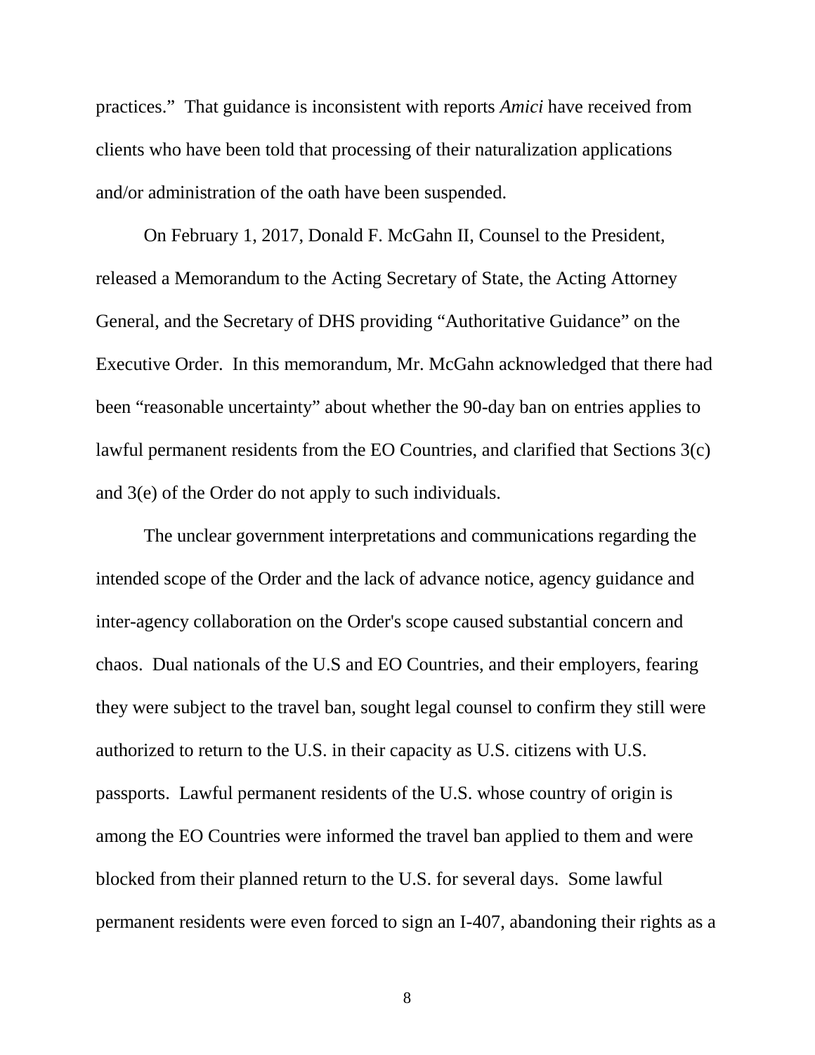practices." That guidance is inconsistent with reports *Amici* have received from clients who have been told that processing of their naturalization applications and/or administration of the oath have been suspended.

On February 1, 2017, Donald F. McGahn II, Counsel to the President, released a Memorandum to the Acting Secretary of State, the Acting Attorney General, and the Secretary of DHS providing "Authoritative Guidance" on the Executive Order. In this memorandum, Mr. McGahn acknowledged that there had been "reasonable uncertainty" about whether the 90-day ban on entries applies to lawful permanent residents from the EO Countries, and clarified that Sections 3(c) and 3(e) of the Order do not apply to such individuals.

The unclear government interpretations and communications regarding the intended scope of the Order and the lack of advance notice, agency guidance and inter-agency collaboration on the Order's scope caused substantial concern and chaos. Dual nationals of the U.S and EO Countries, and their employers, fearing they were subject to the travel ban, sought legal counsel to confirm they still were authorized to return to the U.S. in their capacity as U.S. citizens with U.S. passports. Lawful permanent residents of the U.S. whose country of origin is among the EO Countries were informed the travel ban applied to them and were blocked from their planned return to the U.S. for several days. Some lawful permanent residents were even forced to sign an I-407, abandoning their rights as a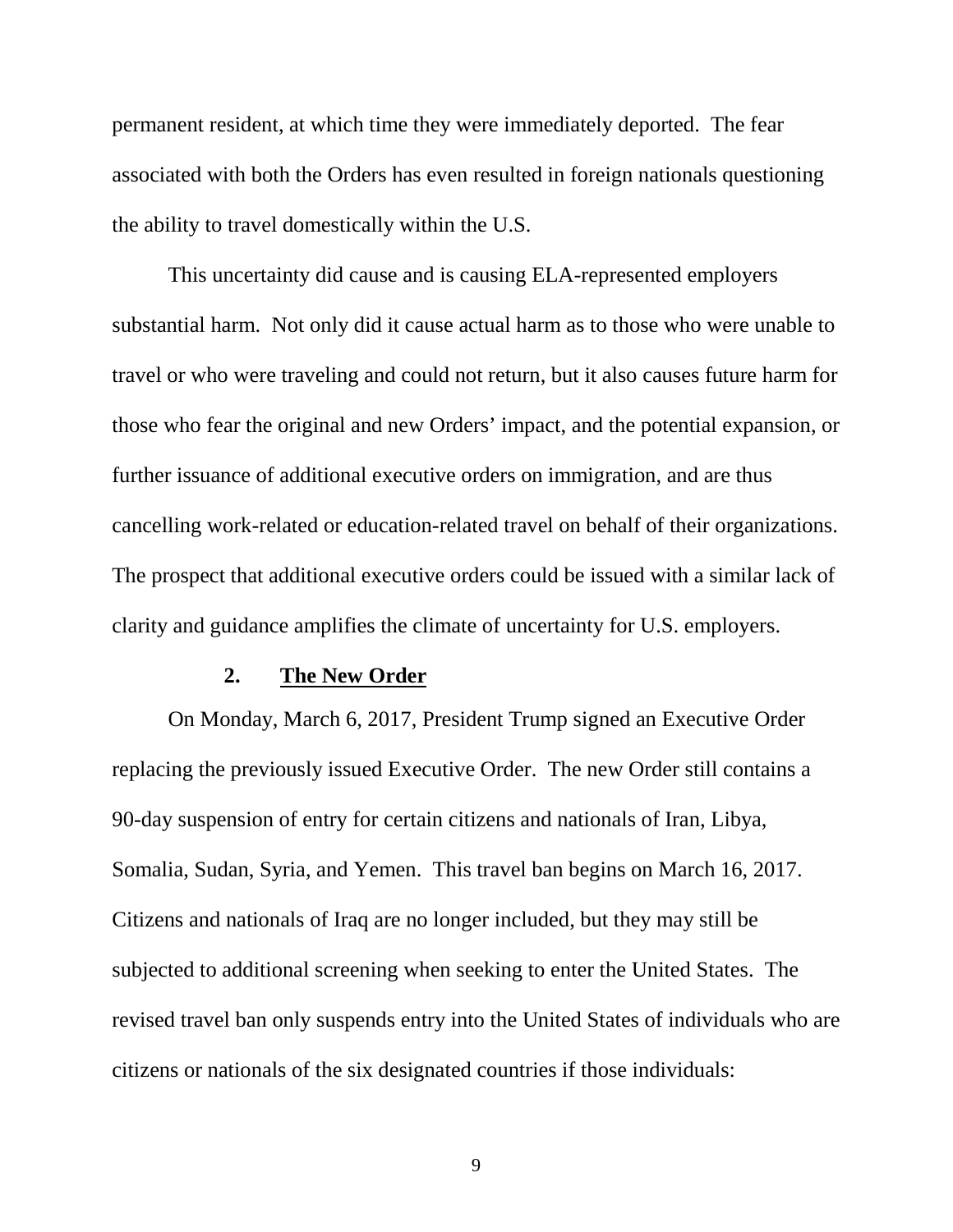permanent resident, at which time they were immediately deported. The fear associated with both the Orders has even resulted in foreign nationals questioning the ability to travel domestically within the U.S.

This uncertainty did cause and is causing ELA-represented employers substantial harm. Not only did it cause actual harm as to those who were unable to travel or who were traveling and could not return, but it also causes future harm for those who fear the original and new Orders' impact, and the potential expansion, or further issuance of additional executive orders on immigration, and are thus cancelling work-related or education-related travel on behalf of their organizations. The prospect that additional executive orders could be issued with a similar lack of clarity and guidance amplifies the climate of uncertainty for U.S. employers.

### 2. <u>The New Order</u>

On Monday, March 6, 2017, President Trump signed an Executive Order replacing the previously issued Executive Order. The new Order still contains a 90-day suspension of entry for certain citizens and nationals of Iran, Libya, Somalia, Sudan, Syria, and Yemen. This travel ban begins on March 16, 2017. Citizens and nationals of Iraq are no longer included, but they may still be subjected to additional screening when seeking to enter the United States. The revised travel ban only suspends entry into the United States of individuals who are citizens or nationals of the six designated countries if those individuals: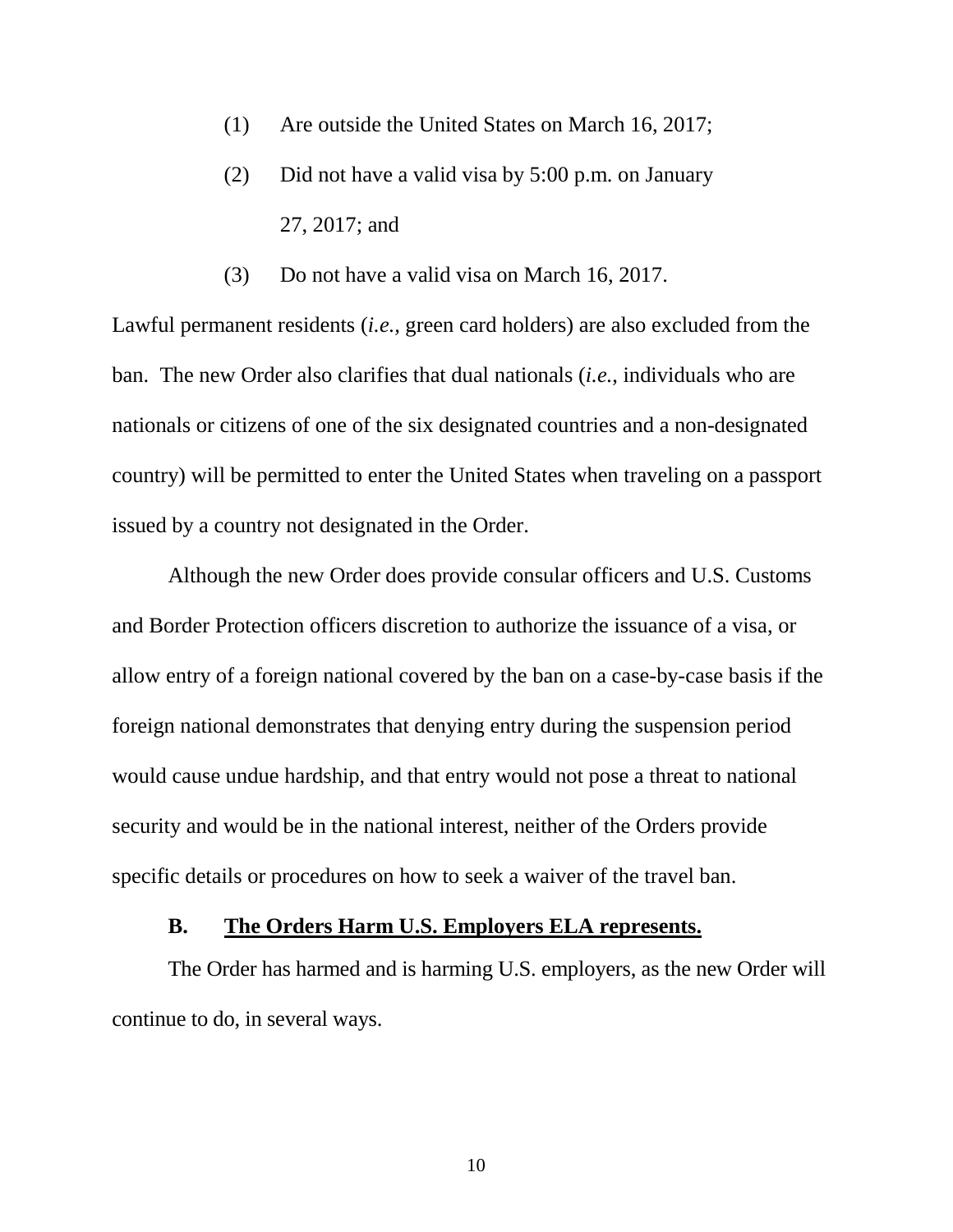(1) Are outside the United States on March 16, 2017;

(2) Did not have a valid visa by 5:00 p.m. on January 27, 2017; and

(3) Do not have a valid visa on March 16, 2017.

Lawful permanent residents (*i.e.,* green card holders) are also excluded from the ban. The new Order also clarifies that dual nationals (*i.e.*, individuals who are nationals or citizens of one of the six designated countries and a non-designated country) will be permitted to enter the United States when traveling on a passport issued by a country not designated in the Order.

Although the new Order does provide consular officers and U.S. Customs and Border Protection officers discretion to authorize the issuance of a visa, or allow entry of a foreign national covered by the ban on a case-by-case basis if the foreign national demonstrates that denying entry during the suspension period would cause undue hardship, and that entry would not pose a threat to national security and would be in the national interest, neither of the Orders provide specific details or procedures on how to seek a waiver of the travel ban.

### B. The Orders Harm U.S. Employers ELA represents.

The Order has harmed and is harming U.S. employers, as the new Order will continue to do, in several ways.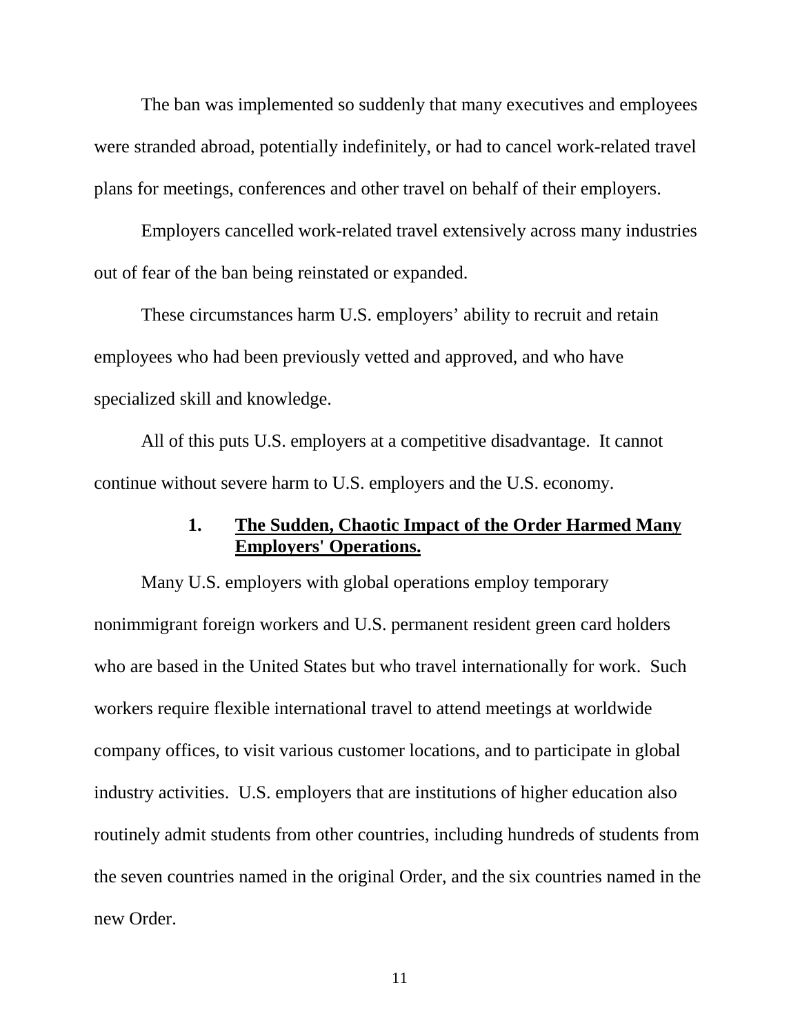The ban was implemented so suddenly that many executives and employees were stranded abroad, potentially indefinitely, or had to cancel work-related travel plans for meetings, conferences and other travel on behalf of their employers.

Employers cancelled work-related travel extensively across many industries out of fear of the ban being reinstated or expanded.

These circumstances harm U.S. employers' ability to recruit and retain employees who had been previously vetted and approved, and who have specialized skill and knowledge.

All of this puts U.S. employers at a competitive disadvantage. It cannot continue without severe harm to U.S. employers and the U.S. economy.

### 1. **The Sudden, Chaotic Impact of the Order Harmed Many Employers' Operations.**

Many U.S. employers with global operations employ temporary nonimmigrant foreign workers and U.S. permanent resident green card holders who are based in the United States but who travel internationally for work. Such workers require flexible international travel to attend meetings at worldwide company offices, to visit various customer locations, and to participate in global industry activities. U.S. employers that are institutions of higher education also routinely admit students from other countries, including hundreds of students from the seven countries named in the original Order, and the six countries named in the new Order.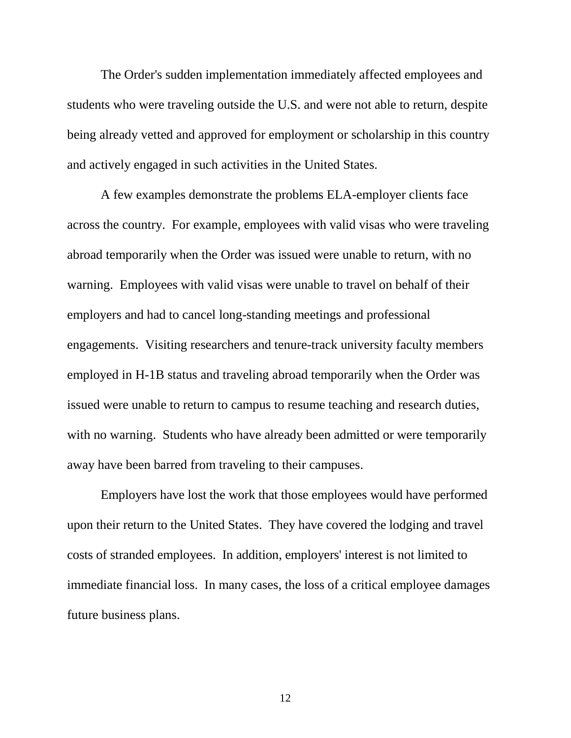The Order's sudden implementation immediately affected employees and students who were traveling outside the U.S. and were not able to return, despite being already vetted and approved for employment or scholarship in this country and actively engaged in such activities in the United States.

A few examples demonstrate the problems ELA-employer clients face across the country. For example, employees with valid visas who were traveling abroad temporarily when the Order was issued were unable to return, with no warning. Employees with valid visas were unable to travel on behalf of their employers and had to cancel long-standing meetings and professional engagements. Visiting researchers and tenure-track university faculty members employed in H-1B status and traveling abroad temporarily when the Order was issued were unable to return to campus to resume teaching and research duties, with no warning. Students who have already been admitted or were temporarily away have been barred from traveling to their campuses.

Employers have lost the work that those employees would have performed upon their return to the United States. They have covered the lodging and travel costs of stranded employees. In addition, employers' interest is not limited to immediate financial loss. In many cases, the loss of a critical employee damages future business plans.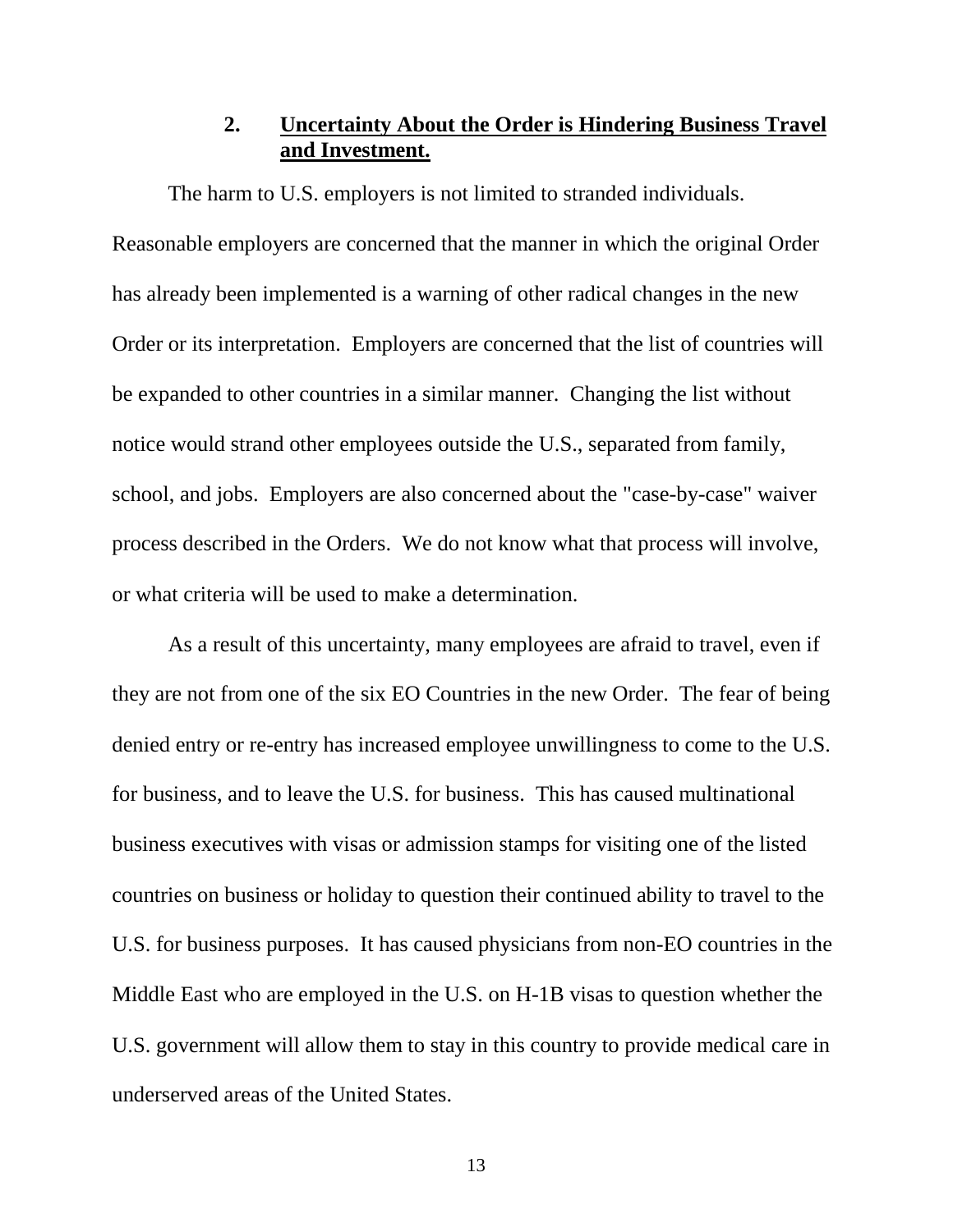### 2. **Uncertainty About the Order is Hindering Business Travel and Investment.**

The harm to U.S. employers is not limited to stranded individuals. Reasonable employers are concerned that the manner in which the original Order has already been implemented is a warning of other radical changes in the new Order or its interpretation. Employers are concerned that the list of countries will be expanded to other countries in a similar manner. Changing the list without notice would strand other employees outside the U.S., separated from family, school, and jobs. Employers are also concerned about the "case-by-case" waiver process described in the Orders. We do not know what that process will involve, or what criteria will be used to make a determination.

As a result of this uncertainty, many employees are afraid to travel, even if they are not from one of the six EO Countries in the new Order. The fear of being denied entry or re-entry has increased employee unwillingness to come to the U.S. for business, and to leave the U.S. for business. This has caused multinational business executives with visas or admission stamps for visiting one of the listed countries on business or holiday to question their continued ability to travel to the U.S. for business purposes. It has caused physicians from non-EO countries in the Middle East who are employed in the U.S. on H-1B visas to question whether the U.S. government will allow them to stay in this country to provide medical care in underserved areas of the United States.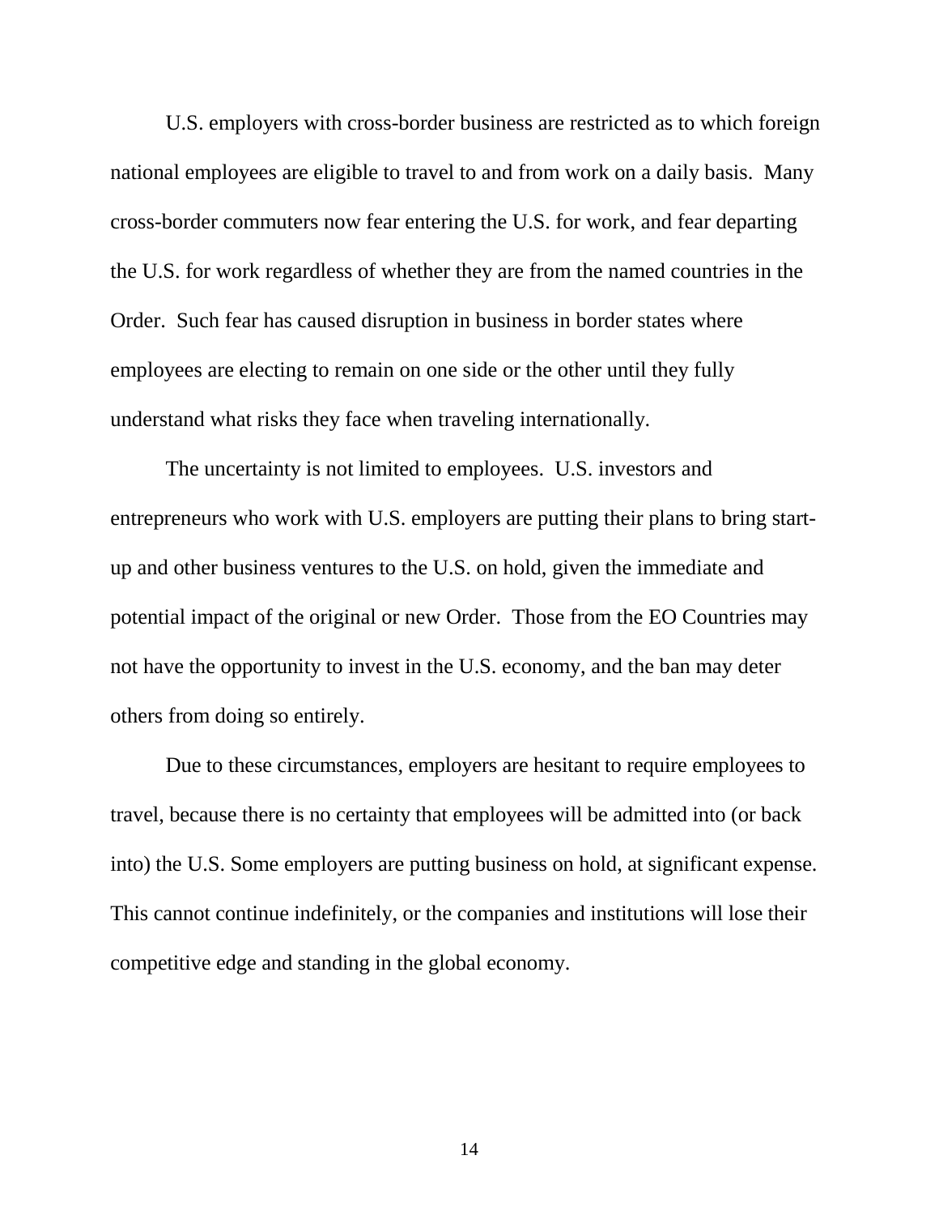U.S. employers with cross-border business are restricted as to which foreign national employees are eligible to travel to and from work on a daily basis. Many cross-border commuters now fear entering the U.S. for work, and fear departing the U.S. for work regardless of whether they are from the named countries in the Order. Such fear has caused disruption in business in border states where employees are electing to remain on one side or the other until they fully understand what risks they face when traveling internationally.

The uncertainty is not limited to employees. U.S. investors and entrepreneurs who work with U.S. employers are putting their plans to bring start-up and other business ventures to the U.S. on hold, given the immediate and potential impact of the original or new Order. Those from the EO Countries may not have the opportunity to invest in the U.S. economy, and the ban may deter others from doing so entirely.

Due to these circumstances, employers are hesitant to require employees to travel, because there is no certainty that employees will be admitted into (or back into) the U.S. Some employers are putting business on hold, at significant expense. This cannot continue indefinitely, or the companies and institutions will lose their competitive edge and standing in the global economy.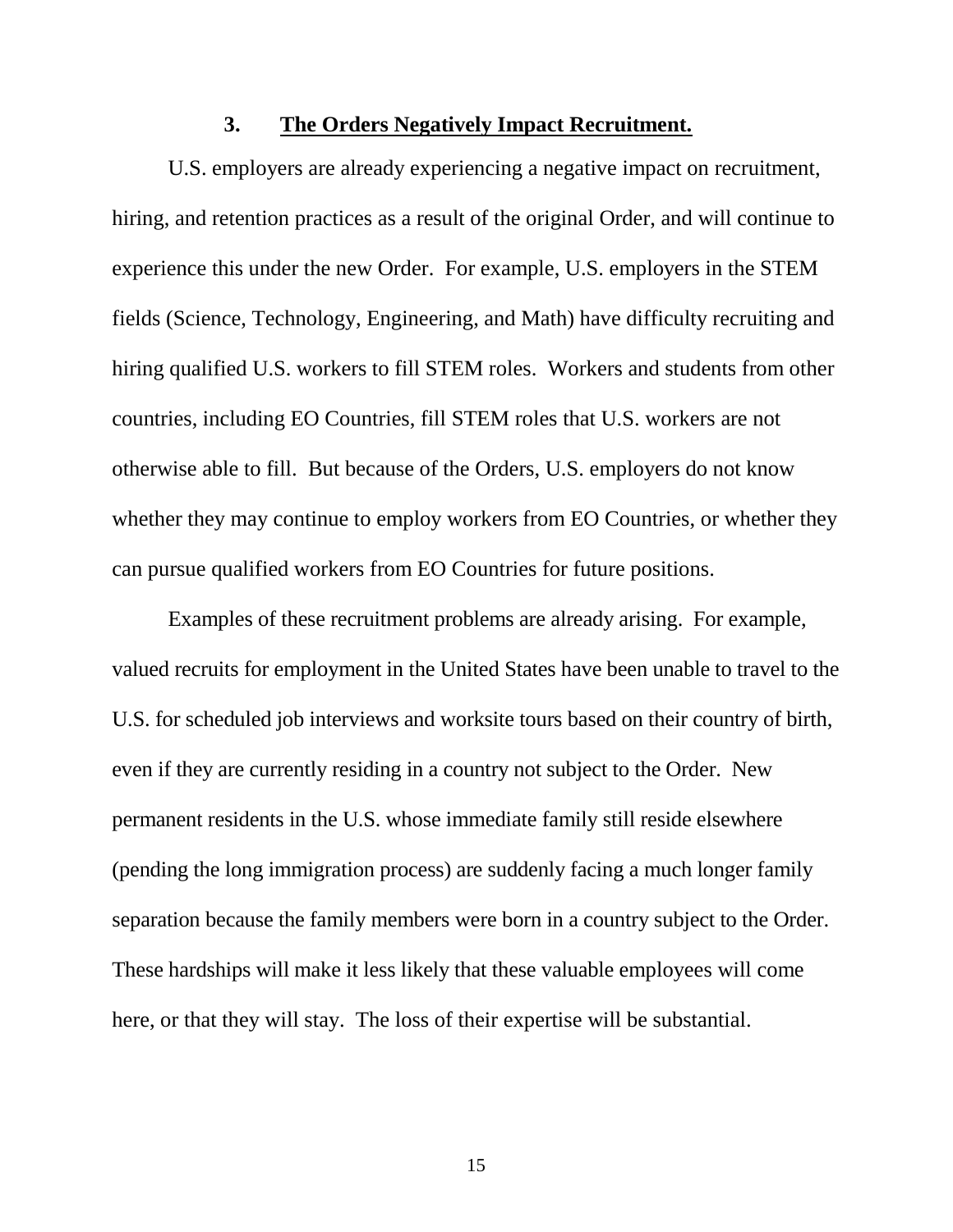### 3. **The Orders Negatively Impact Recruitment.**

U.S. employers are already experiencing a negative impact on recruitment, hiring, and retention practices as a result of the original Order, and will continue to experience this under the new Order. For example, U.S. employers in the STEM fields (Science, Technology, Engineering, and Math) have difficulty recruiting and hiring qualified U.S. workers to fill STEM roles. Workers and students from other countries, including EO Countries, fill STEM roles that U.S. workers are not otherwise able to fill. But because of the Orders, U.S. employers do not know whether they may continue to employ workers from EO Countries, or whether they can pursue qualified workers from EO Countries for future positions.

Examples of these recruitment problems are already arising. For example, valued recruits for employment in the United States have been unable to travel to the U.S. for scheduled job interviews and worksite tours based on their country of birth, even if they are currently residing in a country not subject to the Order. New permanent residents in the U.S. whose immediate family still reside elsewhere (pending the long immigration process) are suddenly facing a much longer family separation because the family members were born in a country subject to the Order. These hardships will make it less likely that these valuable employees will come here, or that they will stay. The loss of their expertise will be substantial.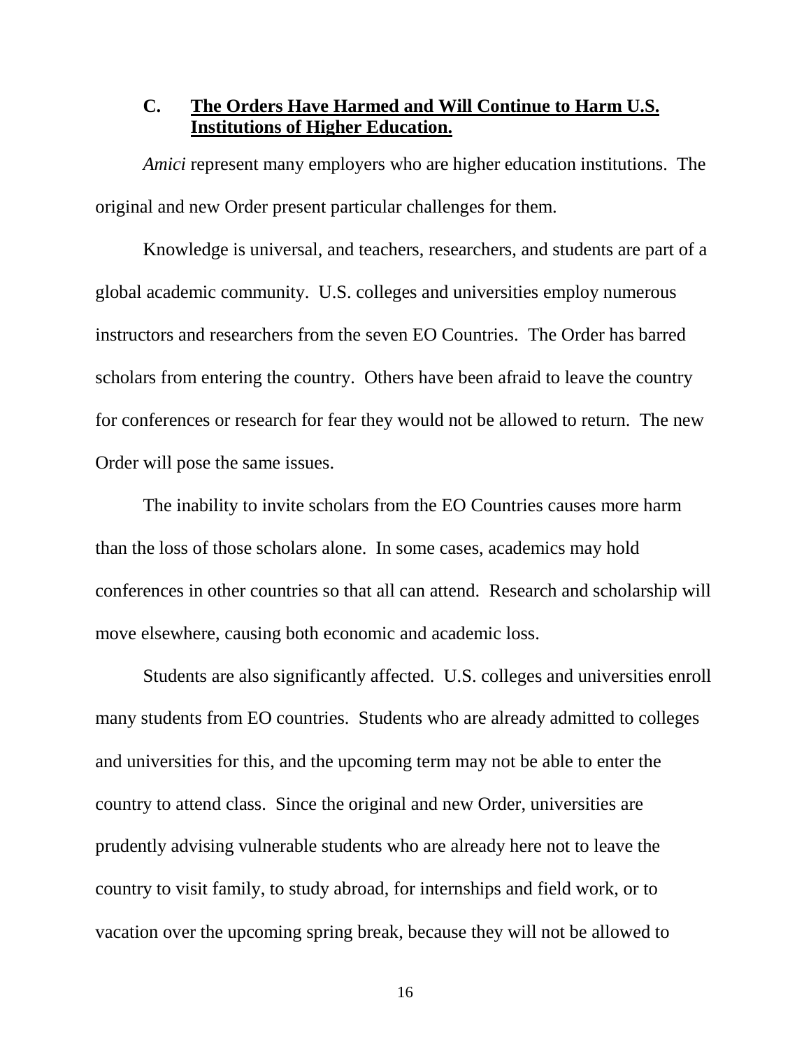### C. **The Orders Have Harmed and Will Continue to Harm U.S. Institutions of Higher Education.**

*Amici* represent many employers who are higher education institutions. The original and new Order present particular challenges for them.

Knowledge is universal, and teachers, researchers, and students are part of a global academic community. U.S. colleges and universities employ numerous instructors and researchers from the seven EO Countries. The Order has barred scholars from entering the country. Others have been afraid to leave the country for conferences or research for fear they would not be allowed to return. The new Order will pose the same issues.

The inability to invite scholars from the EO Countries causes more harm than the loss of those scholars alone. In some cases, academics may hold conferences in other countries so that all can attend. Research and scholarship will move elsewhere, causing both economic and academic loss.

Students are also significantly affected. U.S. colleges and universities enroll many students from EO countries. Students who are already admitted to colleges and universities for this, and the upcoming term may not be able to enter the country to attend class. Since the original and new Order, universities are prudently advising vulnerable students who are already here not to leave the country to visit family, to study abroad, for internships and field work, or to vacation over the upcoming spring break, because they will not be allowed to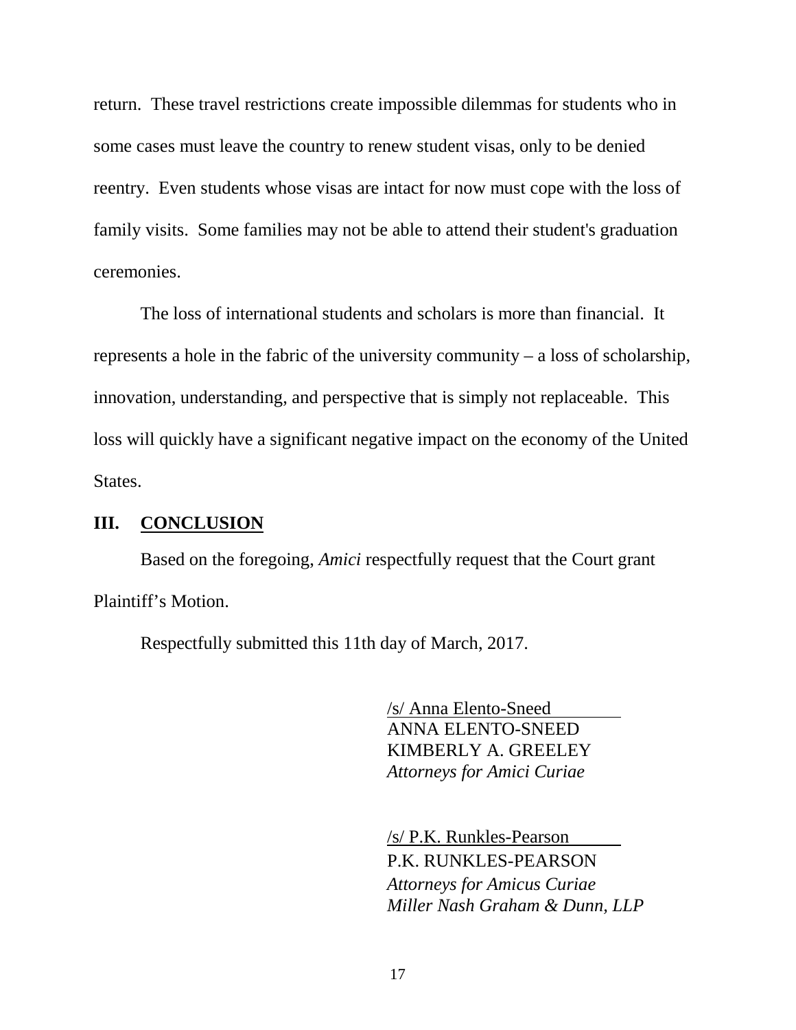return. These travel restrictions create impossible dilemmas for students who in some cases must leave the country to renew student visas, only to be denied reentry. Even students whose visas are intact for now must cope with the loss of family visits. Some families may not be able to attend their student's graduation ceremonies.

The loss of international students and scholars is more than financial. It represents a hole in the fabric of the university community – a loss of scholarship, innovation, understanding, and perspective that is simply not replaceable. This loss will quickly have a significant negative impact on the economy of the United States.

## III. CONCLUSION

Based on the foregoing, *Amici* respectfully request that the Court grant Plaintiff's Motion.

Respectfully submitted this 11th day of March, 2017.

/s/ Anna Elento-Sneed
ANNA ELENTO-SNEED
KIMBERLY A. GREELEY
*Attorneys for Amici Curiae*

/s/ P.K. Runkles-Pearson
P.K. RUNKLES-PEARSON
*Attorneys for Amicus Curiae*
*Miller Nash Graham & Dunn, LLP*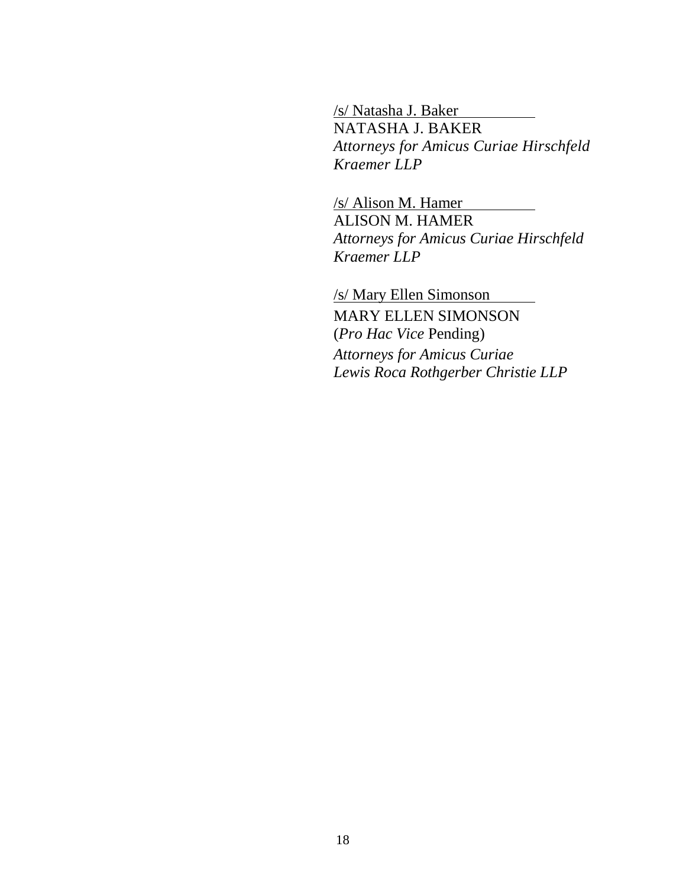/s/ Natasha J. Baker
NATASHA J. BAKER
*Attorneys for Amicus Curiae Hirschfeld Kraemer LLP*

/s/ Alison M. Hamer
ALISON M. HAMER
*Attorneys for Amicus Curiae Hirschfeld Kraemer LLP*

/s/ Mary Ellen Simonson
MARY ELLEN SIMONSON
(*Pro Hac Vice* Pending)
*Attorneys for Amicus Curiae Lewis Roca Rothgerber Christie LLP*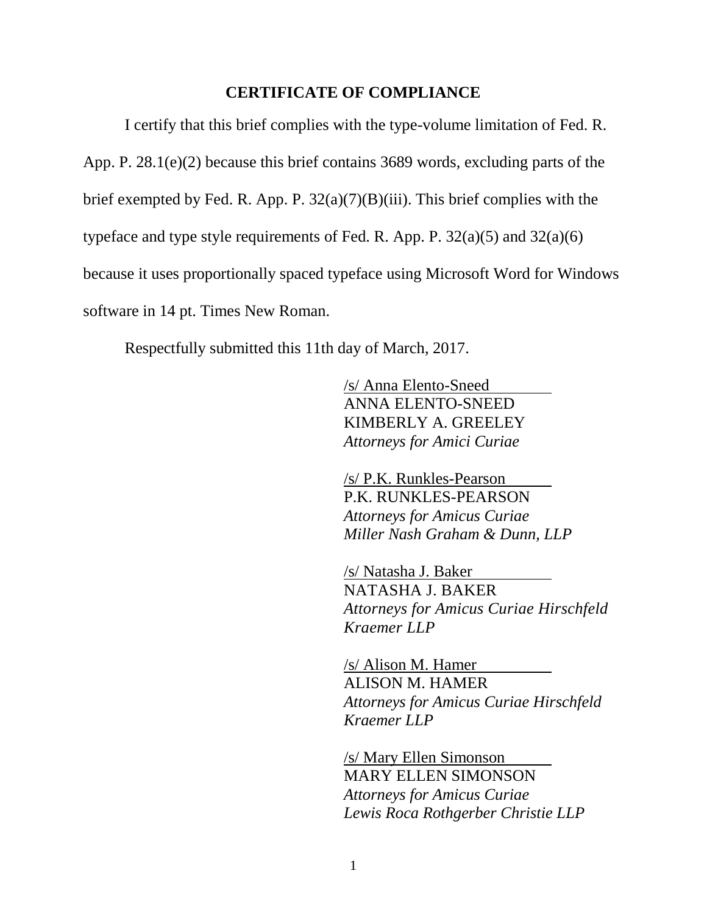## CERTIFICATE OF COMPLIANCE

I certify that this brief complies with the type-volume limitation of Fed. R. App. P. 28.1(e)(2) because this brief contains 3689 words, excluding parts of the brief exempted by Fed. R. App. P. 32(a)(7)(B)(iii). This brief complies with the typeface and type style requirements of Fed. R. App. P. 32(a)(5) and 32(a)(6) because it uses proportionally spaced typeface using Microsoft Word for Windows software in 14 pt. Times New Roman.

Respectfully submitted this 11th day of March, 2017.

/s/ Anna Elento-Sneed
ANNA ELENTO-SNEED
KIMBERLY A. GREELEY
*Attorneys for Amici Curiae*

/s/ P.K. Runkles-Pearson
P.K. RUNKLES-PEARSON
*Attorneys for Amicus Curiae*
*Miller Nash Graham & Dunn, LLP*

/s/ Natasha J. Baker
NATASHA J. BAKER
*Attorneys for Amicus Curiae Hirschfeld Kraemer LLP*

/s/ Alison M. Hamer
ALISON M. HAMER
*Attorneys for Amicus Curiae Hirschfeld Kraemer LLP*

/s/ Mary Ellen Simonson
MARY ELLEN SIMONSON
*Attorneys for Amicus Curiae*
*Lewis Roca Rothgerber Christie LLP*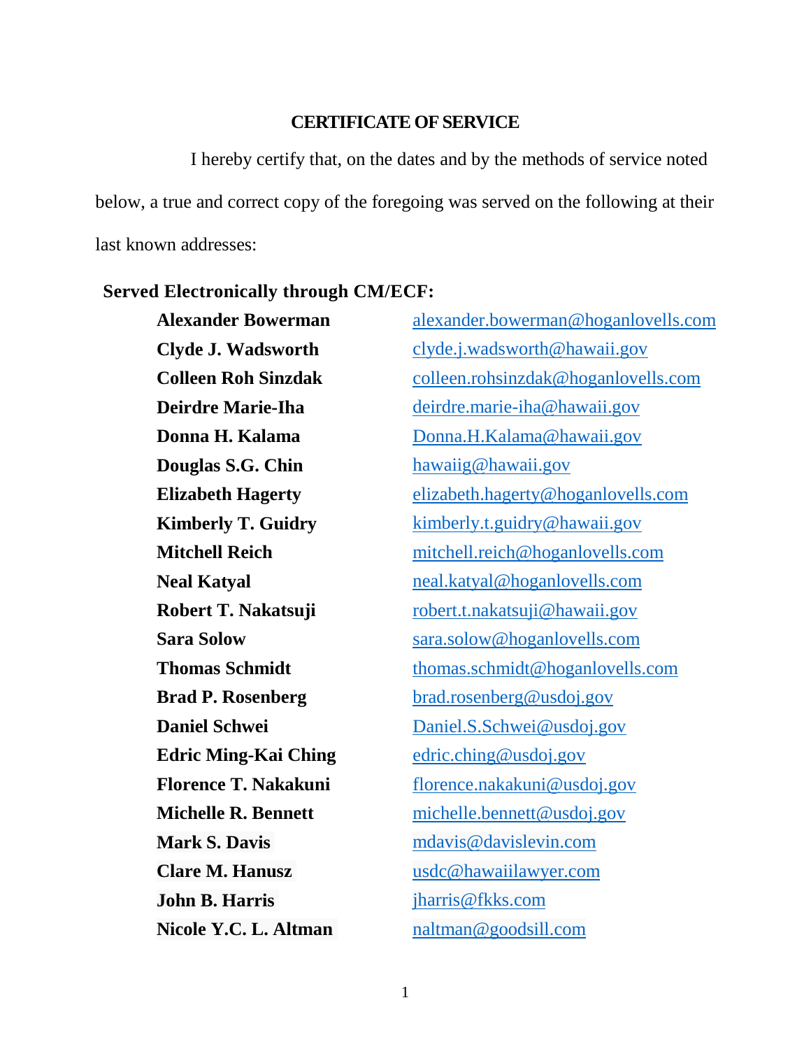# CERTIFICATE OF SERVICE

I hereby certify that, on the dates and by the methods of service noted below, a true and correct copy of the foregoing was served on the following at their last known addresses:

**Served Electronically through CM/ECF:**

| | |
|---|---|
| **Alexander Bowerman** | alexander.bowerman@hoganlovells.com |
| **Clyde J. Wadsworth** | clyde.j.wadsworth@hawaii.gov |
| **Colleen Roh Sinzdak** | colleen.rohsinzdak@hoganlovells.com |
| **Deirdre Marie-Iha** | deirdre.marie-iha@hawaii.gov |
| **Donna H. Kalama** | Donna.H.Kalama@hawaii.gov |
| **Douglas S.G. Chin** | hawaiig@hawaii.gov |
| **Elizabeth Hagerty** | elizabeth.hagerty@hoganlovells.com |
| **Kimberly T. Guidry** | kimberly.t.guidry@hawaii.gov |
| **Mitchell Reich** | mitchell.reich@hoganlovells.com |
| **Neal Katyal** | neal.katyal@hoganlovells.com |
| **Robert T. Nakatsuji** | robert.t.nakatsuji@hawaii.gov |
| **Sara Solow** | sara.solow@hoganlovells.com |
| **Thomas Schmidt** | thomas.schmidt@hoganlovells.com |
| **Brad P. Rosenberg** | brad.rosenberg@usdoj.gov |
| **Daniel Schwei** | Daniel.S.Schwei@usdoj.gov |
| **Edric Ming-Kai Ching** | edric.ching@usdoj.gov |
| **Florence T. Nakakuni** | florence.nakakuni@usdoj.gov |
| **Michelle R. Bennett** | michelle.bennett@usdoj.gov |
| **Mark S. Davis** | mdavis@davislevin.com |
| **Clare M. Hanusz** | usdc@hawaiilawyer.com |
| **John B. Harris** | jharris@fkks.com |
| **Nicole Y.C. L. Altman** | naltman@goodsill.com |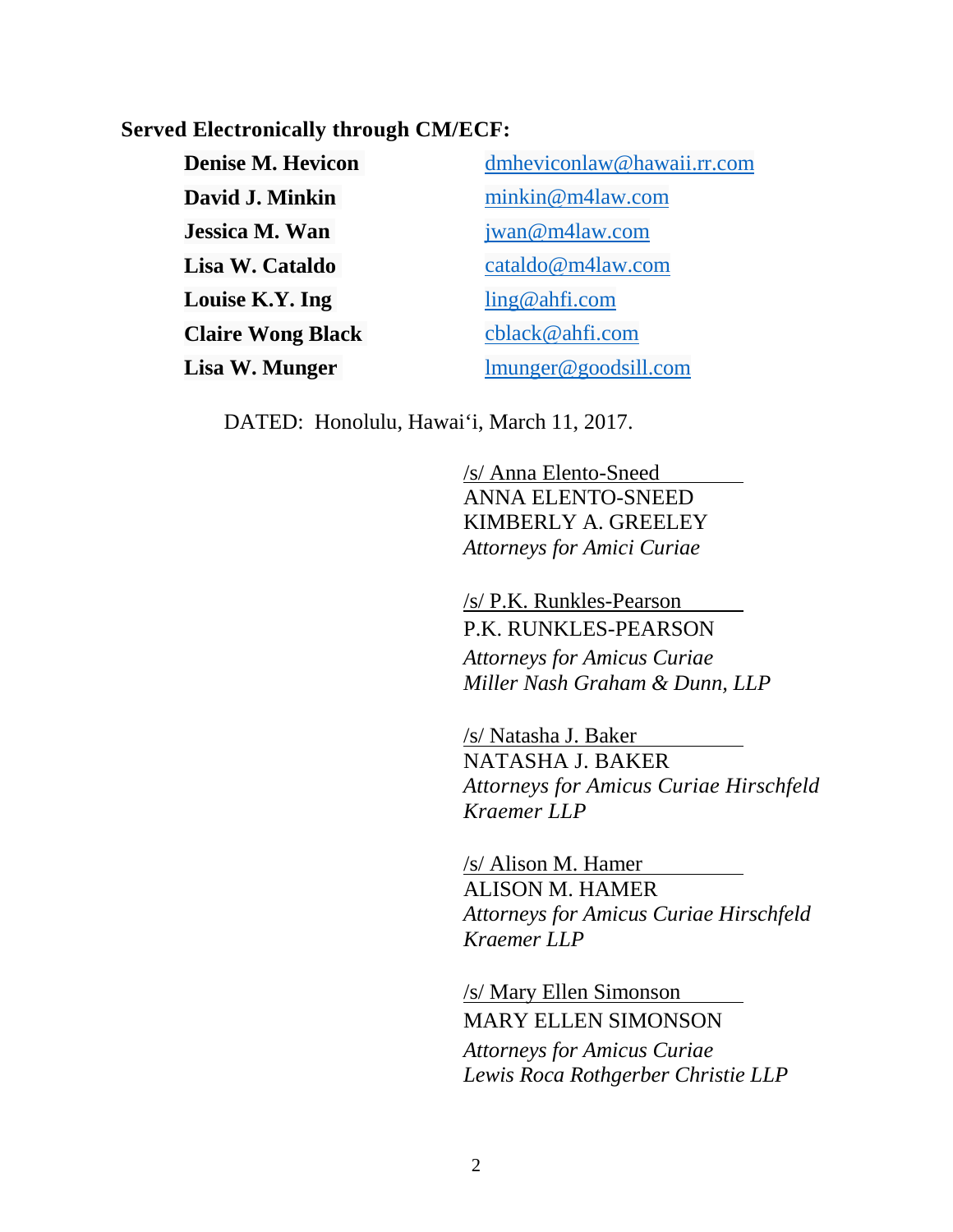**Served Electronically through CM/ECF:**

| | |
|---|---|
| **Denise M. Hevicon** | dmheviconlaw@hawaii.rr.com |
| **David J. Minkin** | minkin@m4law.com |
| **Jessica M. Wan** | jwan@m4law.com |
| **Lisa W. Cataldo** | cataldo@m4law.com |
| **Louise K.Y. Ing** | ling@ahfi.com |
| **Claire Wong Black** | cblack@ahfi.com |
| **Lisa W. Munger** | lmunger@goodsill.com |

DATED: Honolulu, Hawai'i, March 11, 2017.

/s/ Anna Elento-Sneed
ANNA ELENTO-SNEED
KIMBERLY A. GREELEY
*Attorneys for Amici Curiae*

/s/ P.K. Runkles-Pearson
P.K. RUNKLES-PEARSON
*Attorneys for Amicus Curiae Miller Nash Graham & Dunn, LLP*

/s/ Natasha J. Baker
NATASHA J. BAKER
*Attorneys for Amicus Curiae Hirschfeld Kraemer LLP*

/s/ Alison M. Hamer
ALISON M. HAMER
*Attorneys for Amicus Curiae Hirschfeld Kraemer LLP*

/s/ Mary Ellen Simonson
MARY ELLEN SIMONSON
*Attorneys for Amicus Curiae Lewis Roca Rothgerber Christie LLP*